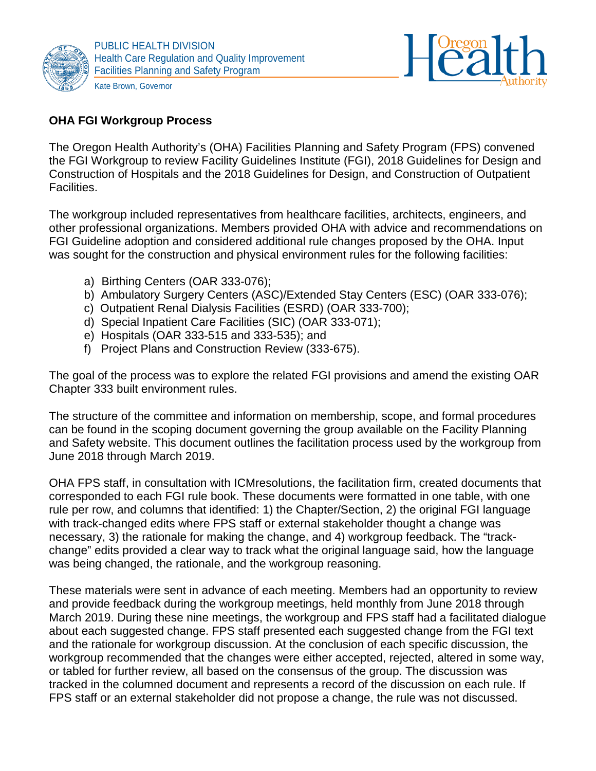PUBLIC HEALTH DIVISION
Health Care Regulation and Quality Improvement
Facilities Planning and Safety Program

Kate Brown, Governor

**OHA FGI Workgroup Process**

The Oregon Health Authority's (OHA) Facilities Planning and Safety Program (FPS) convened the FGI Workgroup to review Facility Guidelines Institute (FGI), 2018 Guidelines for Design and Construction of Hospitals and the 2018 Guidelines for Design, and Construction of Outpatient Facilities.

The workgroup included representatives from healthcare facilities, architects, engineers, and other professional organizations. Members provided OHA with advice and recommendations on FGI Guideline adoption and considered additional rule changes proposed by the OHA. Input was sought for the construction and physical environment rules for the following facilities:

a) Birthing Centers (OAR 333-076);
b) Ambulatory Surgery Centers (ASC)/Extended Stay Centers (ESC) (OAR 333-076);
c) Outpatient Renal Dialysis Facilities (ESRD) (OAR 333-700);
d) Special Inpatient Care Facilities (SIC) (OAR 333-071);
e) Hospitals (OAR 333-515 and 333-535); and
f) Project Plans and Construction Review (333-675).

The goal of the process was to explore the related FGI provisions and amend the existing OAR Chapter 333 built environment rules.

The structure of the committee and information on membership, scope, and formal procedures can be found in the scoping document governing the group available on the Facility Planning and Safety website. This document outlines the facilitation process used by the workgroup from June 2018 through March 2019.

OHA FPS staff, in consultation with ICMresolutions, the facilitation firm, created documents that corresponded to each FGI rule book. These documents were formatted in one table, with one rule per row, and columns that identified: 1) the Chapter/Section, 2) the original FGI language with track-changed edits where FPS staff or external stakeholder thought a change was necessary, 3) the rationale for making the change, and 4) workgroup feedback. The "track-change" edits provided a clear way to track what the original language said, how the language was being changed, the rationale, and the workgroup reasoning.

These materials were sent in advance of each meeting. Members had an opportunity to review and provide feedback during the workgroup meetings, held monthly from June 2018 through March 2019. During these nine meetings, the workgroup and FPS staff had a facilitated dialogue about each suggested change. FPS staff presented each suggested change from the FGI text and the rationale for workgroup discussion. At the conclusion of each specific discussion, the workgroup recommended that the changes were either accepted, rejected, altered in some way, or tabled for further review, all based on the consensus of the group. The discussion was tracked in the columned document and represents a record of the discussion on each rule. If FPS staff or an external stakeholder did not propose a change, the rule was not discussed.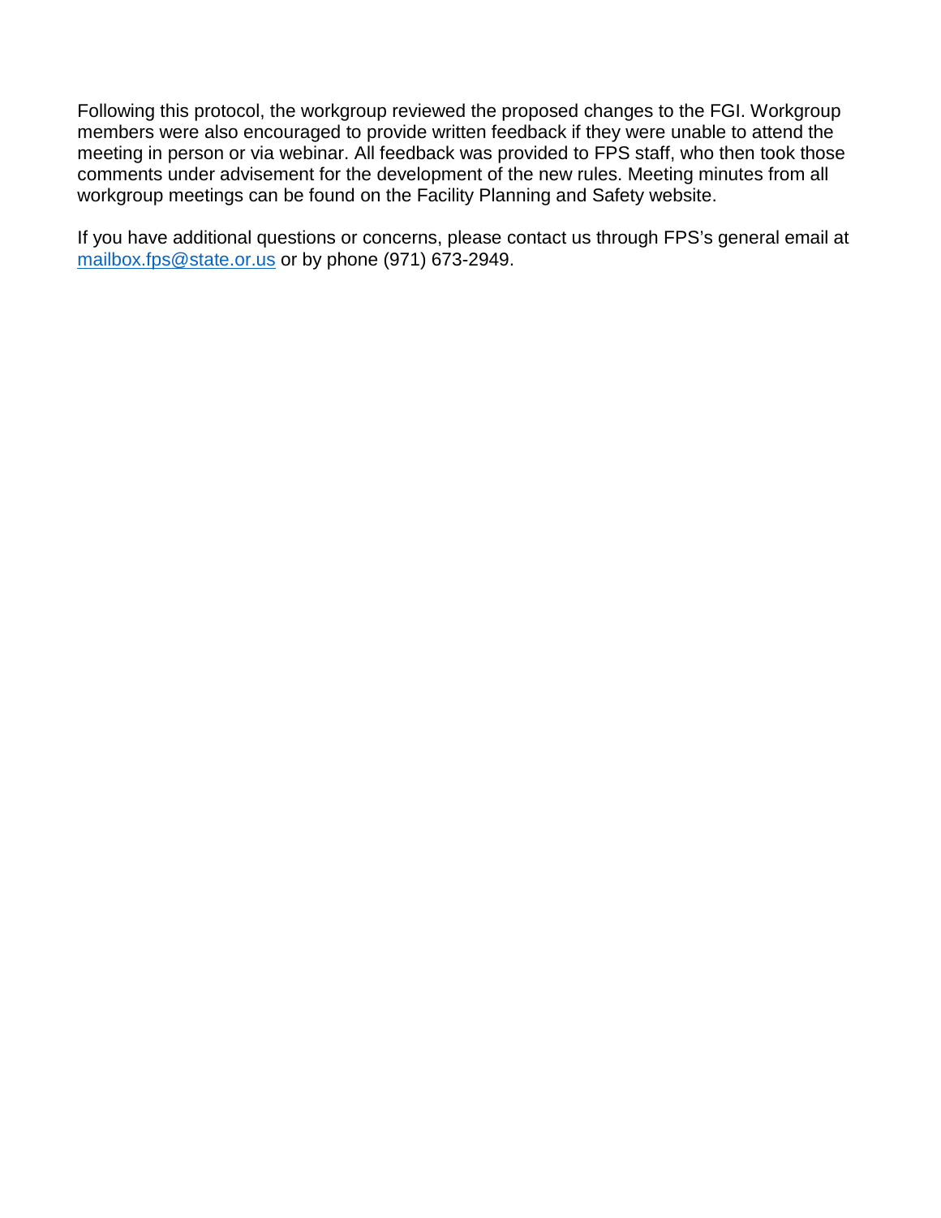Following this protocol, the workgroup reviewed the proposed changes to the FGI. Workgroup members were also encouraged to provide written feedback if they were unable to attend the meeting in person or via webinar. All feedback was provided to FPS staff, who then took those comments under advisement for the development of the new rules. Meeting minutes from all workgroup meetings can be found on the Facility Planning and Safety website.

If you have additional questions or concerns, please contact us through FPS's general email at mailbox.fps@state.or.us or by phone (971) 673-2949.